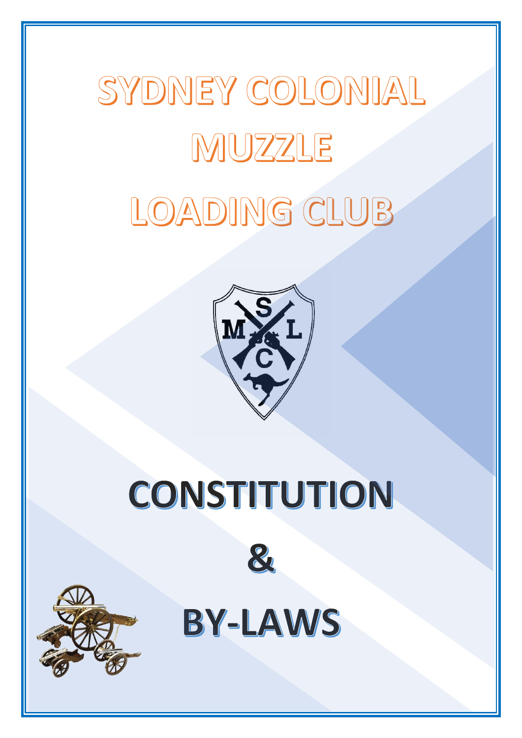# SYDNEY COLONIAL MUZZLE LOADING CLUB

# CONSTITUTION

# &

# BY-LAWS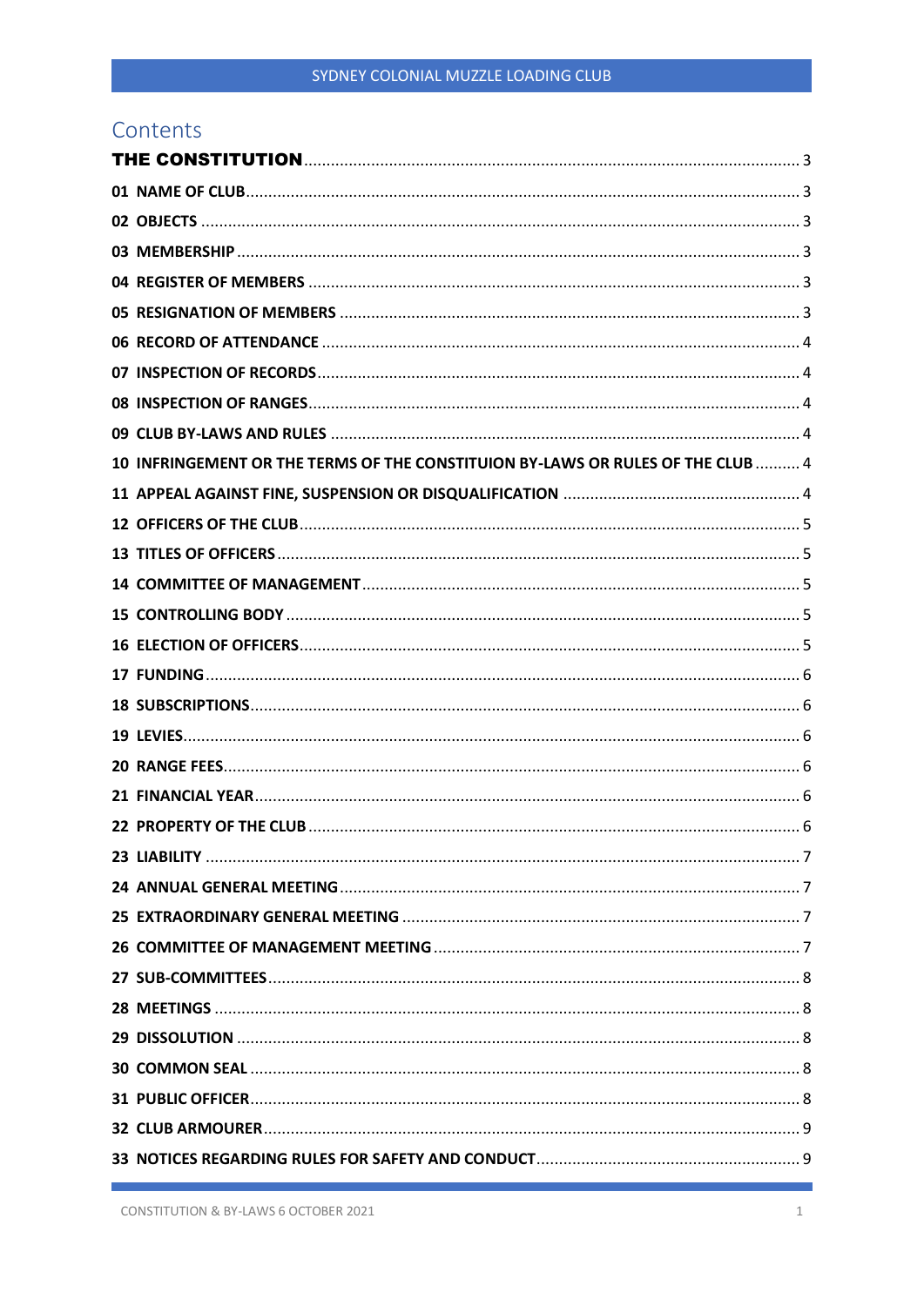# Contents

| | |
|---|---|
| **THE CONSTITUTION** | 3 |
| **01 NAME OF CLUB** | 3 |
| **02 OBJECTS** | 3 |
| **03 MEMBERSHIP** | 3 |
| **04 REGISTER OF MEMBERS** | 3 |
| **05 RESIGNATION OF MEMBERS** | 3 |
| **06 RECORD OF ATTENDANCE** | 4 |
| **07 INSPECTION OF RECORDS** | 4 |
| **08 INSPECTION OF RANGES** | 4 |
| **09 CLUB BY-LAWS AND RULES** | 4 |
| **10 INFRINGEMENT OR THE TERMS OF THE CONSTITUION BY-LAWS OR RULES OF THE CLUB** | 4 |
| **11 APPEAL AGAINST FINE, SUSPENSION OR DISQUALIFICATION** | 4 |
| **12 OFFICERS OF THE CLUB** | 5 |
| **13 TITLES OF OFFICERS** | 5 |
| **14 COMMITTEE OF MANAGEMENT** | 5 |
| **15 CONTROLLING BODY** | 5 |
| **16 ELECTION OF OFFICERS** | 5 |
| **17 FUNDING** | 6 |
| **18 SUBSCRIPTIONS** | 6 |
| **19 LEVIES** | 6 |
| **20 RANGE FEES** | 6 |
| **21 FINANCIAL YEAR** | 6 |
| **22 PROPERTY OF THE CLUB** | 6 |
| **23 LIABILITY** | 7 |
| **24 ANNUAL GENERAL MEETING** | 7 |
| **25 EXTRAORDINARY GENERAL MEETING** | 7 |
| **26 COMMITTEE OF MANAGEMENT MEETING** | 7 |
| **27 SUB-COMMITTEES** | 8 |
| **28 MEETINGS** | 8 |
| **29 DISSOLUTION** | 8 |
| **30 COMMON SEAL** | 8 |
| **31 PUBLIC OFFICER** | 8 |
| **32 CLUB ARMOURER** | 9 |
| **33 NOTICES REGARDING RULES FOR SAFETY AND CONDUCT** | 9 |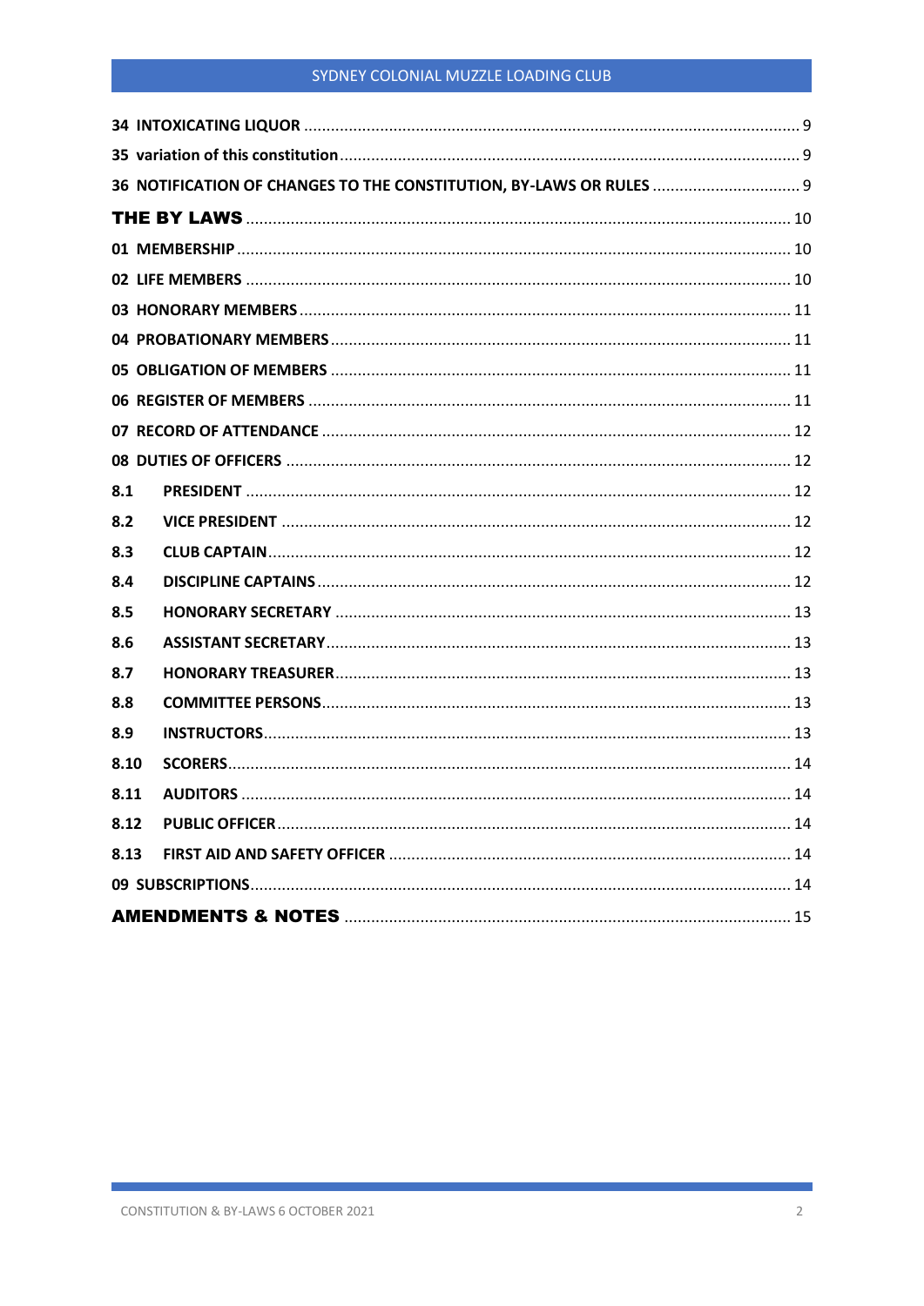34 INTOXICATING LIQUOR ........................................................................ 9

35 variation of this constitution ........................................................................ 9

36 NOTIFICATION OF CHANGES TO THE CONSTITUTION, BY-LAWS OR RULES ................................. 9

**THE BY LAWS** ........................................................................ 10

01 MEMBERSHIP ........................................................................ 10

02 LIFE MEMBERS ........................................................................ 10

03 HONORARY MEMBERS ........................................................................ 11

04 PROBATIONARY MEMBERS ........................................................................ 11

05 OBLIGATION OF MEMBERS ........................................................................ 11

06 REGISTER OF MEMBERS ........................................................................ 11

07 RECORD OF ATTENDANCE ........................................................................ 12

08 DUTIES OF OFFICERS ........................................................................ 12

8.1 PRESIDENT ........................................................................ 12

8.2 VICE PRESIDENT ........................................................................ 12

8.3 CLUB CAPTAIN ........................................................................ 12

8.4 DISCIPLINE CAPTAINS ........................................................................ 12

8.5 HONORARY SECRETARY ........................................................................ 13

8.6 ASSISTANT SECRETARY ........................................................................ 13

8.7 HONORARY TREASURER ........................................................................ 13

8.8 COMMITTEE PERSONS ........................................................................ 13

8.9 INSTRUCTORS ........................................................................ 13

8.10 SCORERS ........................................................................ 14

8.11 AUDITORS ........................................................................ 14

8.12 PUBLIC OFFICER ........................................................................ 14

8.13 FIRST AID AND SAFETY OFFICER ........................................................................ 14

09 SUBSCRIPTIONS ........................................................................ 14

**AMENDMENTS & NOTES** ........................................................................ 15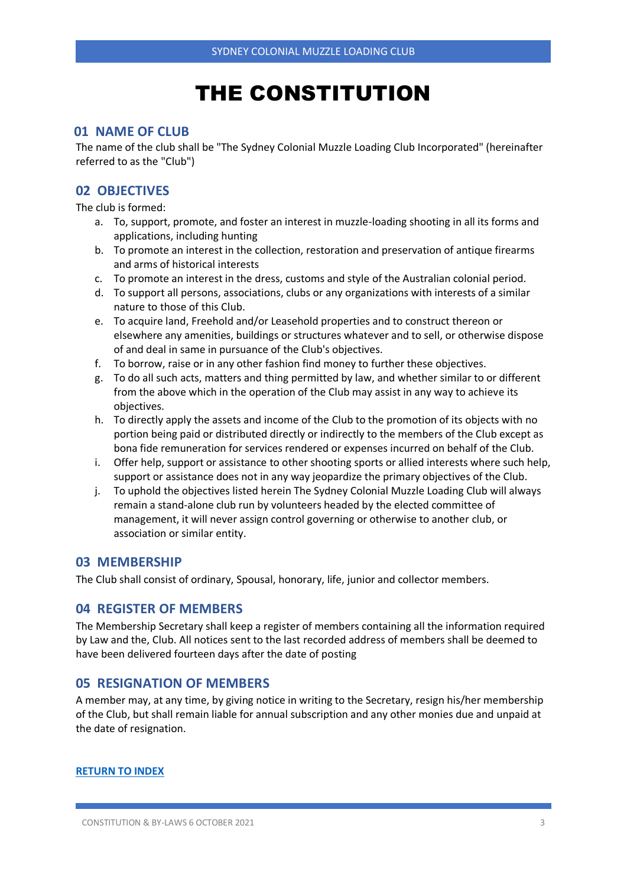# THE CONSTITUTION

## 01 NAME OF CLUB

The name of the club shall be "The Sydney Colonial Muzzle Loading Club Incorporated" (hereinafter referred to as the "Club")

## 02 OBJECTIVES

The club is formed:

a. To, support, promote, and foster an interest in muzzle-loading shooting in all its forms and applications, including hunting
b. To promote an interest in the collection, restoration and preservation of antique firearms and arms of historical interests
c. To promote an interest in the dress, customs and style of the Australian colonial period.
d. To support all persons, associations, clubs or any organizations with interests of a similar nature to those of this Club.
e. To acquire land, Freehold and/or Leasehold properties and to construct thereon or elsewhere any amenities, buildings or structures whatever and to sell, or otherwise dispose of and deal in same in pursuance of the Club's objectives.
f. To borrow, raise or in any other fashion find money to further these objectives.
g. To do all such acts, matters and thing permitted by law, and whether similar to or different from the above which in the operation of the Club may assist in any way to achieve its objectives.
h. To directly apply the assets and income of the Club to the promotion of its objects with no portion being paid or distributed directly or indirectly to the members of the Club except as bona fide remuneration for services rendered or expenses incurred on behalf of the Club.
i. Offer help, support or assistance to other shooting sports or allied interests where such help, support or assistance does not in any way jeopardize the primary objectives of the Club.
j. To uphold the objectives listed herein The Sydney Colonial Muzzle Loading Club will always remain a stand-alone club run by volunteers headed by the elected committee of management, it will never assign control governing or otherwise to another club, or association or similar entity.

## 03 MEMBERSHIP

The Club shall consist of ordinary, Spousal, honorary, life, junior and collector members.

## 04 REGISTER OF MEMBERS

The Membership Secretary shall keep a register of members containing all the information required by Law and the, Club. All notices sent to the last recorded address of members shall be deemed to have been delivered fourteen days after the date of posting

## 05 RESIGNATION OF MEMBERS

A member may, at any time, by giving notice in writing to the Secretary, resign his/her membership of the Club, but shall remain liable for annual subscription and any other monies due and unpaid at the date of resignation.

**RETURN TO INDEX**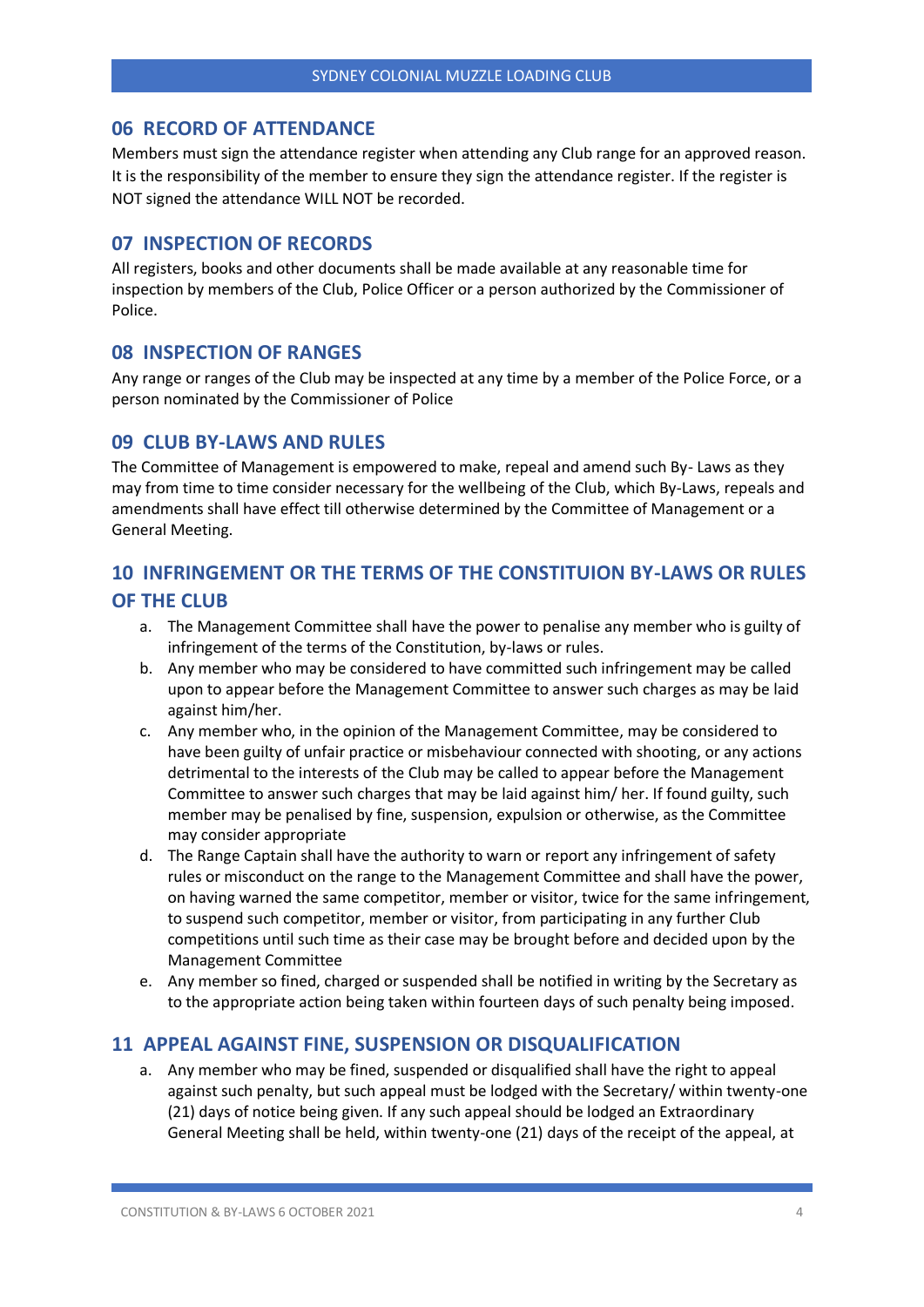## 06 RECORD OF ATTENDANCE

Members must sign the attendance register when attending any Club range for an approved reason. It is the responsibility of the member to ensure they sign the attendance register. If the register is NOT signed the attendance WILL NOT be recorded.

## 07 INSPECTION OF RECORDS

All registers, books and other documents shall be made available at any reasonable time for inspection by members of the Club, Police Officer or a person authorized by the Commissioner of Police.

## 08 INSPECTION OF RANGES

Any range or ranges of the Club may be inspected at any time by a member of the Police Force, or a person nominated by the Commissioner of Police

## 09 CLUB BY-LAWS AND RULES

The Committee of Management is empowered to make, repeal and amend such By- Laws as they may from time to time consider necessary for the wellbeing of the Club, which By-Laws, repeals and amendments shall have effect till otherwise determined by the Committee of Management or a General Meeting.

## 10 INFRINGEMENT OR THE TERMS OF THE CONSTITUION BY-LAWS OR RULES OF THE CLUB

a. The Management Committee shall have the power to penalise any member who is guilty of infringement of the terms of the Constitution, by-laws or rules.

b. Any member who may be considered to have committed such infringement may be called upon to appear before the Management Committee to answer such charges as may be laid against him/her.

c. Any member who, in the opinion of the Management Committee, may be considered to have been guilty of unfair practice or misbehaviour connected with shooting, or any actions detrimental to the interests of the Club may be called to appear before the Management Committee to answer such charges that may be laid against him/ her. If found guilty, such member may be penalised by fine, suspension, expulsion or otherwise, as the Committee may consider appropriate

d. The Range Captain shall have the authority to warn or report any infringement of safety rules or misconduct on the range to the Management Committee and shall have the power, on having warned the same competitor, member or visitor, twice for the same infringement, to suspend such competitor, member or visitor, from participating in any further Club competitions until such time as their case may be brought before and decided upon by the Management Committee

e. Any member so fined, charged or suspended shall be notified in writing by the Secretary as to the appropriate action being taken within fourteen days of such penalty being imposed.

## 11 APPEAL AGAINST FINE, SUSPENSION OR DISQUALIFICATION

a. Any member who may be fined, suspended or disqualified shall have the right to appeal against such penalty, but such appeal must be lodged with the Secretary/ within twenty-one (21) days of notice being given. If any such appeal should be lodged an Extraordinary General Meeting shall be held, within twenty-one (21) days of the receipt of the appeal, at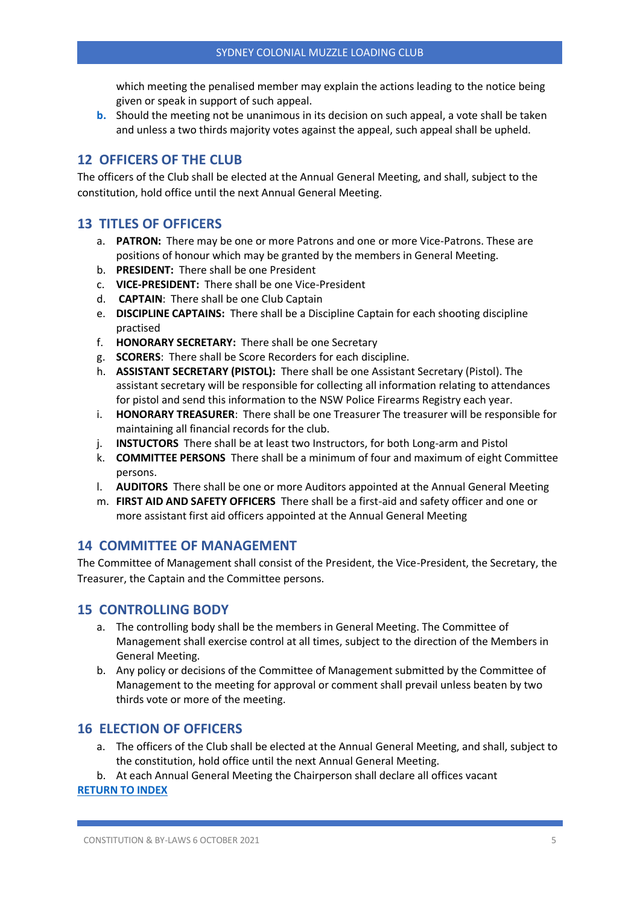which meeting the penalised member may explain the actions leading to the notice being given or speak in support of such appeal.

b. Should the meeting not be unanimous in its decision on such appeal, a vote shall be taken and unless a two thirds majority votes against the appeal, such appeal shall be upheld.

## 12 OFFICERS OF THE CLUB

The officers of the Club shall be elected at the Annual General Meeting, and shall, subject to the constitution, hold office until the next Annual General Meeting.

## 13 TITLES OF OFFICERS

a. **PATRON:** There may be one or more Patrons and one or more Vice-Patrons. These are positions of honour which may be granted by the members in General Meeting.
b. **PRESIDENT:** There shall be one President
c. **VICE-PRESIDENT:** There shall be one Vice-President
d. **CAPTAIN**: There shall be one Club Captain
e. **DISCIPLINE CAPTAINS:** There shall be a Discipline Captain for each shooting discipline practised
f. **HONORARY SECRETARY:** There shall be one Secretary
g. **SCORERS**: There shall be Score Recorders for each discipline.
h. **ASSISTANT SECRETARY (PISTOL):** There shall be one Assistant Secretary (Pistol). The assistant secretary will be responsible for collecting all information relating to attendances for pistol and send this information to the NSW Police Firearms Registry each year.
i. **HONORARY TREASURER**: There shall be one Treasurer The treasurer will be responsible for maintaining all financial records for the club.
j. **INSTUCTORS** There shall be at least two Instructors, for both Long-arm and Pistol
k. **COMMITTEE PERSONS** There shall be a minimum of four and maximum of eight Committee persons.
l. **AUDITORS** There shall be one or more Auditors appointed at the Annual General Meeting
m. **FIRST AID AND SAFETY OFFICERS** There shall be a first-aid and safety officer and one or more assistant first aid officers appointed at the Annual General Meeting

## 14 COMMITTEE OF MANAGEMENT

The Committee of Management shall consist of the President, the Vice-President, the Secretary, the Treasurer, the Captain and the Committee persons.

## 15 CONTROLLING BODY

a. The controlling body shall be the members in General Meeting. The Committee of Management shall exercise control at all times, subject to the direction of the Members in General Meeting.
b. Any policy or decisions of the Committee of Management submitted by the Committee of Management to the meeting for approval or comment shall prevail unless beaten by two thirds vote or more of the meeting.

## 16 ELECTION OF OFFICERS

a. The officers of the Club shall be elected at the Annual General Meeting, and shall, subject to the constitution, hold office until the next Annual General Meeting.
b. At each Annual General Meeting the Chairperson shall declare all offices vacant

**RETURN TO INDEX**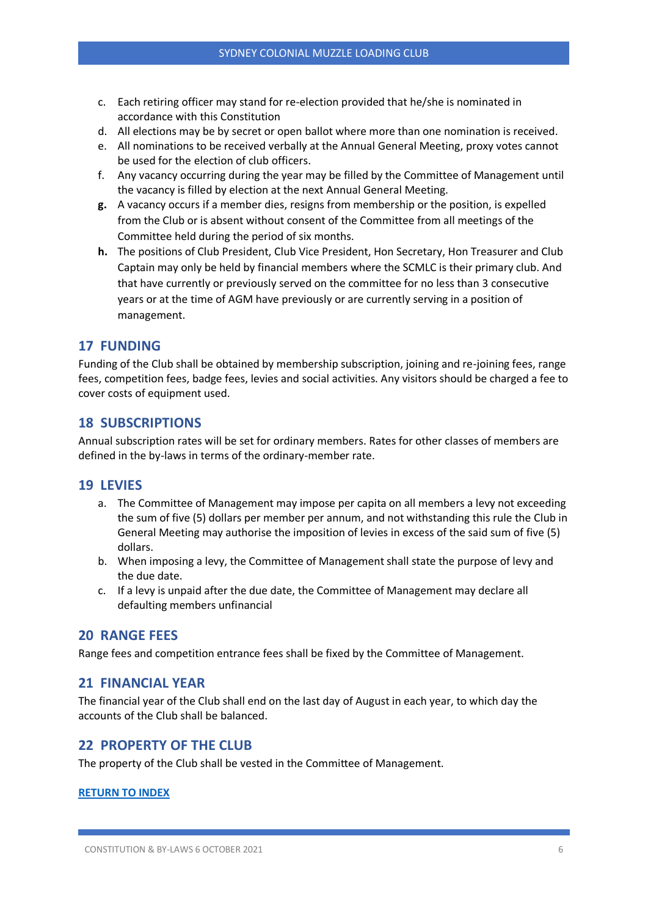c. Each retiring officer may stand for re-election provided that he/she is nominated in accordance with this Constitution
d. All elections may be by secret or open ballot where more than one nomination is received.
e. All nominations to be received verbally at the Annual General Meeting, proxy votes cannot be used for the election of club officers.
f. Any vacancy occurring during the year may be filled by the Committee of Management until the vacancy is filled by election at the next Annual General Meeting.
**g.** A vacancy occurs if a member dies, resigns from membership or the position, is expelled from the Club or is absent without consent of the Committee from all meetings of the Committee held during the period of six months.
**h.** The positions of Club President, Club Vice President, Hon Secretary, Hon Treasurer and Club Captain may only be held by financial members where the SCMLC is their primary club. And that have currently or previously served on the committee for no less than 3 consecutive years or at the time of AGM have previously or are currently serving in a position of management.

## 17 FUNDING

Funding of the Club shall be obtained by membership subscription, joining and re-joining fees, range fees, competition fees, badge fees, levies and social activities. Any visitors should be charged a fee to cover costs of equipment used.

## 18 SUBSCRIPTIONS

Annual subscription rates will be set for ordinary members. Rates for other classes of members are defined in the by-laws in terms of the ordinary-member rate.

## 19 LEVIES

a. The Committee of Management may impose per capita on all members a levy not exceeding the sum of five (5) dollars per member per annum, and not withstanding this rule the Club in General Meeting may authorise the imposition of levies in excess of the said sum of five (5) dollars.
b. When imposing a levy, the Committee of Management shall state the purpose of levy and the due date.
c. If a levy is unpaid after the due date, the Committee of Management may declare all defaulting members unfinancial

## 20 RANGE FEES

Range fees and competition entrance fees shall be fixed by the Committee of Management.

## 21 FINANCIAL YEAR

The financial year of the Club shall end on the last day of August in each year, to which day the accounts of the Club shall be balanced.

## 22 PROPERTY OF THE CLUB

The property of the Club shall be vested in the Committee of Management.

**RETURN TO INDEX**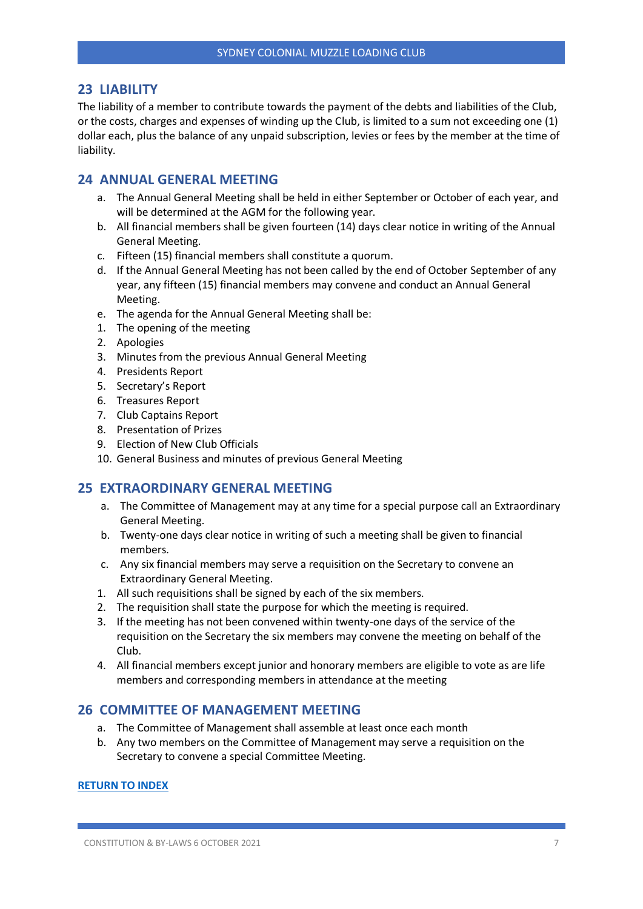## 23 LIABILITY

The liability of a member to contribute towards the payment of the debts and liabilities of the Club, or the costs, charges and expenses of winding up the Club, is limited to a sum not exceeding one (1) dollar each, plus the balance of any unpaid subscription, levies or fees by the member at the time of liability.

## 24 ANNUAL GENERAL MEETING

a. The Annual General Meeting shall be held in either September or October of each year, and will be determined at the AGM for the following year.
b. All financial members shall be given fourteen (14) days clear notice in writing of the Annual General Meeting.
c. Fifteen (15) financial members shall constitute a quorum.
d. If the Annual General Meeting has not been called by the end of October September of any year, any fifteen (15) financial members may convene and conduct an Annual General Meeting.
e. The agenda for the Annual General Meeting shall be:

1. The opening of the meeting
2. Apologies
3. Minutes from the previous Annual General Meeting
4. Presidents Report
5. Secretary's Report
6. Treasures Report
7. Club Captains Report
8. Presentation of Prizes
9. Election of New Club Officials
10. General Business and minutes of previous General Meeting

## 25 EXTRAORDINARY GENERAL MEETING

a. The Committee of Management may at any time for a special purpose call an Extraordinary General Meeting.
b. Twenty-one days clear notice in writing of such a meeting shall be given to financial members.
c. Any six financial members may serve a requisition on the Secretary to convene an Extraordinary General Meeting.

1. All such requisitions shall be signed by each of the six members.
2. The requisition shall state the purpose for which the meeting is required.
3. If the meeting has not been convened within twenty-one days of the service of the requisition on the Secretary the six members may convene the meeting on behalf of the Club.
4. All financial members except junior and honorary members are eligible to vote as are life members and corresponding members in attendance at the meeting

## 26 COMMITTEE OF MANAGEMENT MEETING

a. The Committee of Management shall assemble at least once each month
b. Any two members on the Committee of Management may serve a requisition on the Secretary to convene a special Committee Meeting.

**RETURN TO INDEX**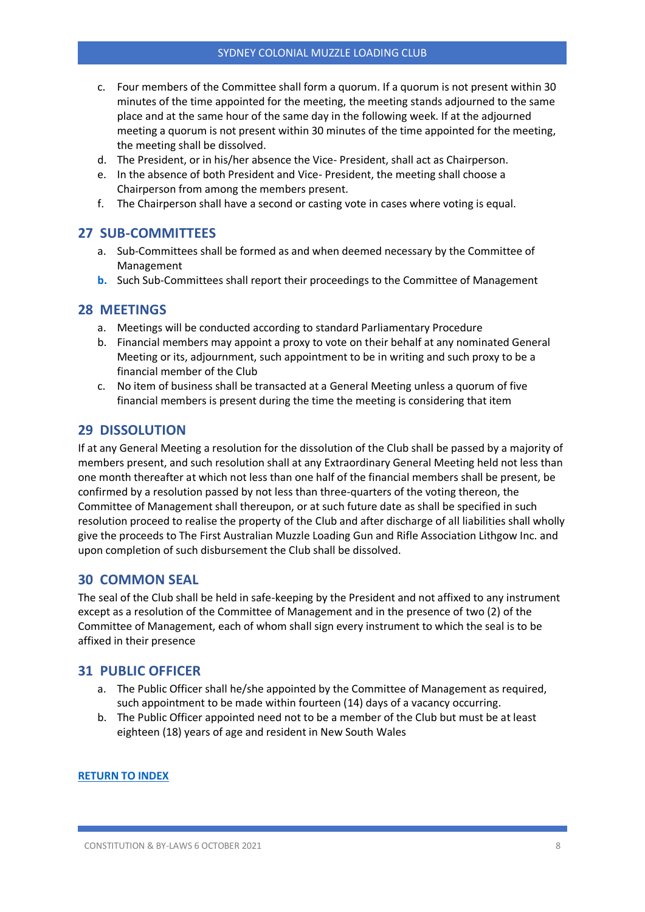c. Four members of the Committee shall form a quorum. If a quorum is not present within 30 minutes of the time appointed for the meeting, the meeting stands adjourned to the same place and at the same hour of the same day in the following week. If at the adjourned meeting a quorum is not present within 30 minutes of the time appointed for the meeting, the meeting shall be dissolved.
d. The President, or in his/her absence the Vice- President, shall act as Chairperson.
e. In the absence of both President and Vice- President, the meeting shall choose a Chairperson from among the members present.
f. The Chairperson shall have a second or casting vote in cases where voting is equal.

## 27 SUB-COMMITTEES

a. Sub-Committees shall be formed as and when deemed necessary by the Committee of Management
b. Such Sub-Committees shall report their proceedings to the Committee of Management

## 28 MEETINGS

a. Meetings will be conducted according to standard Parliamentary Procedure
b. Financial members may appoint a proxy to vote on their behalf at any nominated General Meeting or its, adjournment, such appointment to be in writing and such proxy to be a financial member of the Club
c. No item of business shall be transacted at a General Meeting unless a quorum of five financial members is present during the time the meeting is considering that item

## 29 DISSOLUTION

If at any General Meeting a resolution for the dissolution of the Club shall be passed by a majority of members present, and such resolution shall at any Extraordinary General Meeting held not less than one month thereafter at which not less than one half of the financial members shall be present, be confirmed by a resolution passed by not less than three-quarters of the voting thereon, the Committee of Management shall thereupon, or at such future date as shall be specified in such resolution proceed to realise the property of the Club and after discharge of all liabilities shall wholly give the proceeds to The First Australian Muzzle Loading Gun and Rifle Association Lithgow Inc. and upon completion of such disbursement the Club shall be dissolved.

## 30 COMMON SEAL

The seal of the Club shall be held in safe-keeping by the President and not affixed to any instrument except as a resolution of the Committee of Management and in the presence of two (2) of the Committee of Management, each of whom shall sign every instrument to which the seal is to be affixed in their presence

## 31 PUBLIC OFFICER

a. The Public Officer shall he/she appointed by the Committee of Management as required, such appointment to be made within fourteen (14) days of a vacancy occurring.
b. The Public Officer appointed need not to be a member of the Club but must be at least eighteen (18) years of age and resident in New South Wales

**RETURN TO INDEX**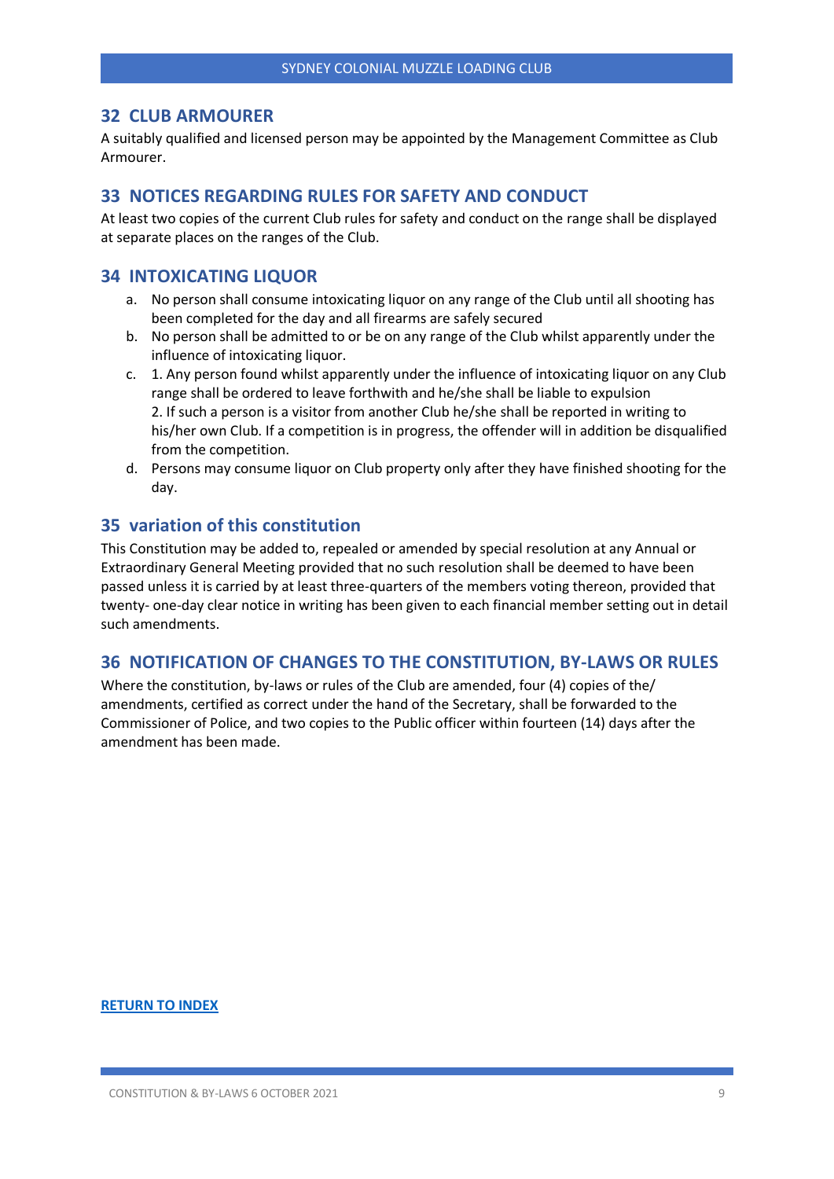## 32 CLUB ARMOURER

A suitably qualified and licensed person may be appointed by the Management Committee as Club Armourer.

## 33 NOTICES REGARDING RULES FOR SAFETY AND CONDUCT

At least two copies of the current Club rules for safety and conduct on the range shall be displayed at separate places on the ranges of the Club.

## 34 INTOXICATING LIQUOR

a. No person shall consume intoxicating liquor on any range of the Club until all shooting has been completed for the day and all firearms are safely secured
b. No person shall be admitted to or be on any range of the Club whilst apparently under the influence of intoxicating liquor.
c. 1. Any person found whilst apparently under the influence of intoxicating liquor on any Club range shall be ordered to leave forthwith and he/she shall be liable to expulsion
   2. If such a person is a visitor from another Club he/she shall be reported in writing to his/her own Club. If a competition is in progress, the offender will in addition be disqualified from the competition.
d. Persons may consume liquor on Club property only after they have finished shooting for the day.

## 35 variation of this constitution

This Constitution may be added to, repealed or amended by special resolution at any Annual or Extraordinary General Meeting provided that no such resolution shall be deemed to have been passed unless it is carried by at least three-quarters of the members voting thereon, provided that twenty- one-day clear notice in writing has been given to each financial member setting out in detail such amendments.

## 36 NOTIFICATION OF CHANGES TO THE CONSTITUTION, BY-LAWS OR RULES

Where the constitution, by-laws or rules of the Club are amended, four (4) copies of the/ amendments, certified as correct under the hand of the Secretary, shall be forwarded to the Commissioner of Police, and two copies to the Public officer within fourteen (14) days after the amendment has been made.

**RETURN TO INDEX**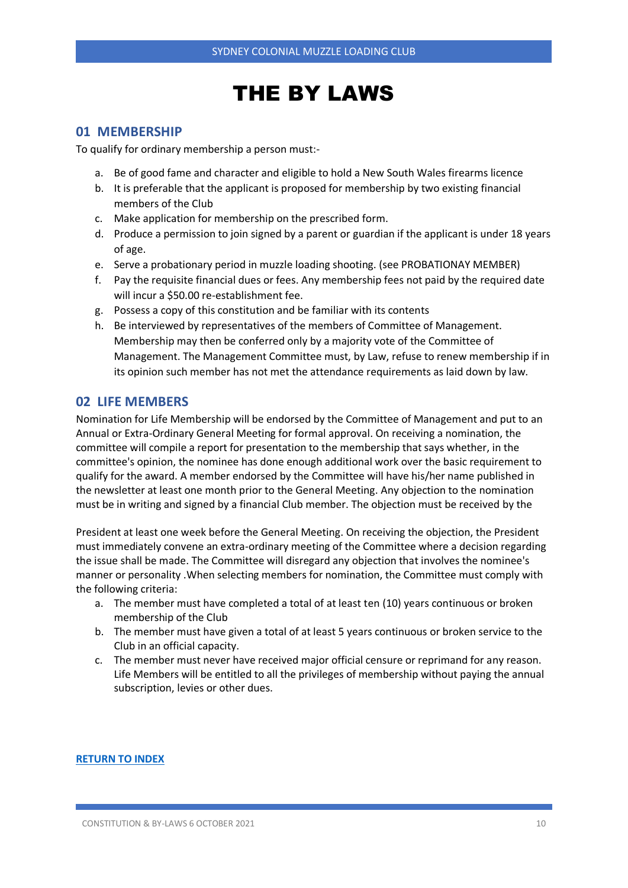# THE BY LAWS

## 01 MEMBERSHIP

To qualify for ordinary membership a person must:-

a. Be of good fame and character and eligible to hold a New South Wales firearms licence
b. It is preferable that the applicant is proposed for membership by two existing financial members of the Club
c. Make application for membership on the prescribed form.
d. Produce a permission to join signed by a parent or guardian if the applicant is under 18 years of age.
e. Serve a probationary period in muzzle loading shooting. (see PROBATIONAY MEMBER)
f. Pay the requisite financial dues or fees. Any membership fees not paid by the required date will incur a $50.00 re-establishment fee.
g. Possess a copy of this constitution and be familiar with its contents
h. Be interviewed by representatives of the members of Committee of Management. Membership may then be conferred only by a majority vote of the Committee of Management. The Management Committee must, by Law, refuse to renew membership if in its opinion such member has not met the attendance requirements as laid down by law.

## 02 LIFE MEMBERS

Nomination for Life Membership will be endorsed by the Committee of Management and put to an Annual or Extra-Ordinary General Meeting for formal approval. On receiving a nomination, the committee will compile a report for presentation to the membership that says whether, in the committee's opinion, the nominee has done enough additional work over the basic requirement to qualify for the award. A member endorsed by the Committee will have his/her name published in the newsletter at least one month prior to the General Meeting. Any objection to the nomination must be in writing and signed by a financial Club member. The objection must be received by the President at least one week before the General Meeting. On receiving the objection, the President must immediately convene an extra-ordinary meeting of the Committee where a decision regarding the issue shall be made. The Committee will disregard any objection that involves the nominee's manner or personality .When selecting members for nomination, the Committee must comply with the following criteria:

a. The member must have completed a total of at least ten (10) years continuous or broken membership of the Club
b. The member must have given a total of at least 5 years continuous or broken service to the Club in an official capacity.
c. The member must never have received major official censure or reprimand for any reason. Life Members will be entitled to all the privileges of membership without paying the annual subscription, levies or other dues.

**RETURN TO INDEX**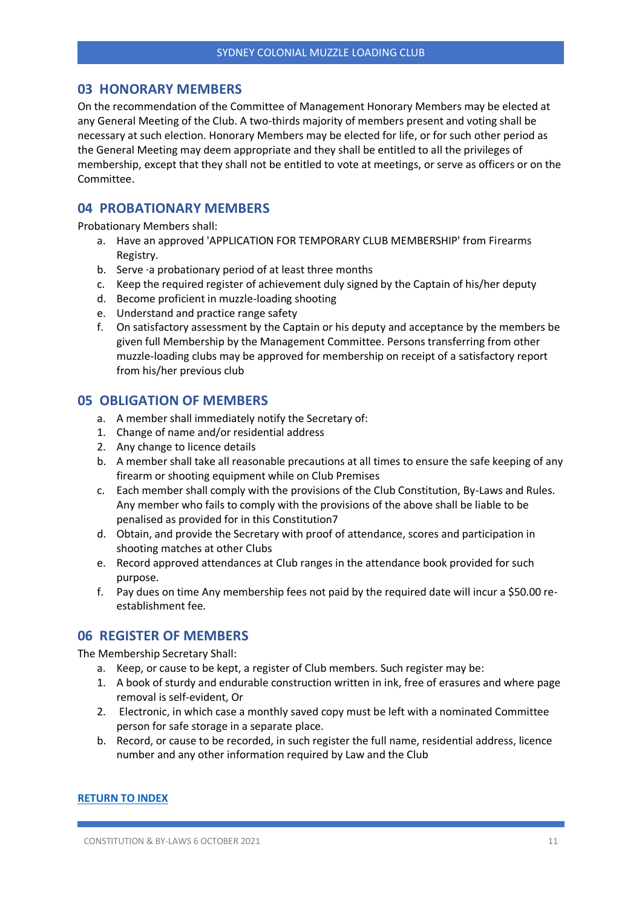## 03 HONORARY MEMBERS

On the recommendation of the Committee of Management Honorary Members may be elected at any General Meeting of the Club. A two-thirds majority of members present and voting shall be necessary at such election. Honorary Members may be elected for life, or for such other period as the General Meeting may deem appropriate and they shall be entitled to all the privileges of membership, except that they shall not be entitled to vote at meetings, or serve as officers or on the Committee.

## 04 PROBATIONARY MEMBERS

Probationary Members shall:

a. Have an approved 'APPLICATION FOR TEMPORARY CLUB MEMBERSHIP' from Firearms Registry.
b. Serve ·a probationary period of at least three months
c. Keep the required register of achievement duly signed by the Captain of his/her deputy
d. Become proficient in muzzle-loading shooting
e. Understand and practice range safety
f. On satisfactory assessment by the Captain or his deputy and acceptance by the members be given full Membership by the Management Committee. Persons transferring from other muzzle-loading clubs may be approved for membership on receipt of a satisfactory report from his/her previous club

## 05 OBLIGATION OF MEMBERS

a. A member shall immediately notify the Secretary of:
1. Change of name and/or residential address
2. Any change to licence details

b. A member shall take all reasonable precautions at all times to ensure the safe keeping of any firearm or shooting equipment while on Club Premises
c. Each member shall comply with the provisions of the Club Constitution, By-Laws and Rules. Any member who fails to comply with the provisions of the above shall be liable to be penalised as provided for in this Constitution7
d. Obtain, and provide the Secretary with proof of attendance, scores and participation in shooting matches at other Clubs
e. Record approved attendances at Club ranges in the attendance book provided for such purpose.
f. Pay dues on time Any membership fees not paid by the required date will incur a $50.00 re-establishment fee.

## 06 REGISTER OF MEMBERS

The Membership Secretary Shall:

a. Keep, or cause to be kept, a register of Club members. Such register may be:
1. A book of sturdy and endurable construction written in ink, free of erasures and where page removal is self-evident, Or
2. Electronic, in which case a monthly saved copy must be left with a nominated Committee person for safe storage in a separate place.

b. Record, or cause to be recorded, in such register the full name, residential address, licence number and any other information required by Law and the Club

**RETURN TO INDEX**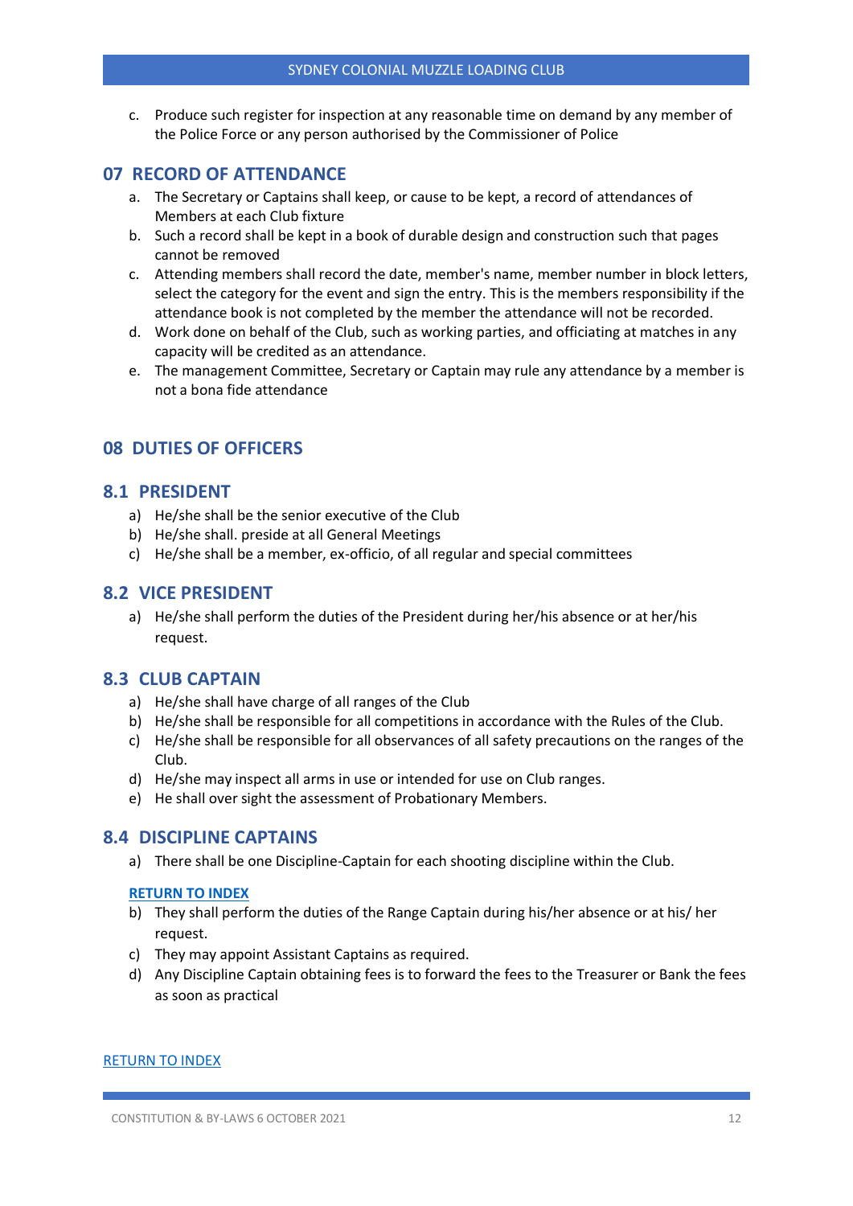c. Produce such register for inspection at any reasonable time on demand by any member of the Police Force or any person authorised by the Commissioner of Police

## 07 RECORD OF ATTENDANCE

a. The Secretary or Captains shall keep, or cause to be kept, a record of attendances of Members at each Club fixture
b. Such a record shall be kept in a book of durable design and construction such that pages cannot be removed
c. Attending members shall record the date, member's name, member number in block letters, select the category for the event and sign the entry. This is the members responsibility if the attendance book is not completed by the member the attendance will not be recorded.
d. Work done on behalf of the Club, such as working parties, and officiating at matches in any capacity will be credited as an attendance.
e. The management Committee, Secretary or Captain may rule any attendance by a member is not a bona fide attendance

## 08 DUTIES OF OFFICERS

### 8.1 PRESIDENT

a) He/she shall be the senior executive of the Club
b) He/she shall. preside at all General Meetings
c) He/she shall be a member, ex-officio, of all regular and special committees

### 8.2 VICE PRESIDENT

a) He/she shall perform the duties of the President during her/his absence or at her/his request.

### 8.3 CLUB CAPTAIN

a) He/she shall have charge of all ranges of the Club
b) He/she shall be responsible for all competitions in accordance with the Rules of the Club.
c) He/she shall be responsible for all observances of all safety precautions on the ranges of the Club.
d) He/she may inspect all arms in use or intended for use on Club ranges.
e) He shall over sight the assessment of Probationary Members.

### 8.4 DISCIPLINE CAPTAINS

a) There shall be one Discipline-Captain for each shooting discipline within the Club.

**RETURN TO INDEX**

b) They shall perform the duties of the Range Captain during his/her absence or at his/ her request.
c) They may appoint Assistant Captains as required.
d) Any Discipline Captain obtaining fees is to forward the fees to the Treasurer or Bank the fees as soon as practical

RETURN TO INDEX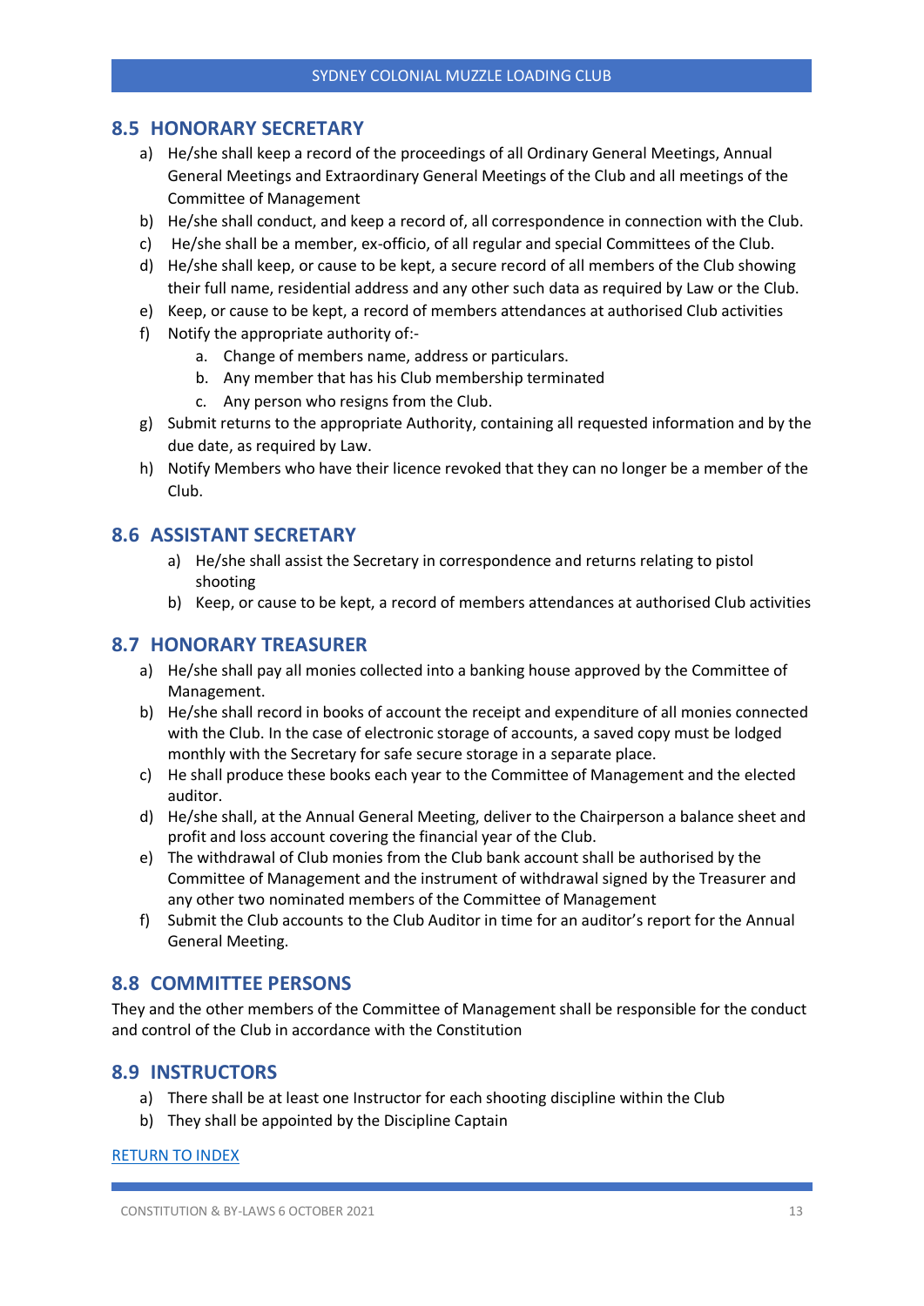## 8.5 HONORARY SECRETARY

a) He/she shall keep a record of the proceedings of all Ordinary General Meetings, Annual General Meetings and Extraordinary General Meetings of the Club and all meetings of the Committee of Management
b) He/she shall conduct, and keep a record of, all correspondence in connection with the Club.
c) He/she shall be a member, ex-officio, of all regular and special Committees of the Club.
d) He/she shall keep, or cause to be kept, a secure record of all members of the Club showing their full name, residential address and any other such data as required by Law or the Club.
e) Keep, or cause to be kept, a record of members attendances at authorised Club activities
f) Notify the appropriate authority of:-
    a. Change of members name, address or particulars.
    b. Any member that has his Club membership terminated
    c. Any person who resigns from the Club.
g) Submit returns to the appropriate Authority, containing all requested information and by the due date, as required by Law.
h) Notify Members who have their licence revoked that they can no longer be a member of the Club.

## 8.6 ASSISTANT SECRETARY

a) He/she shall assist the Secretary in correspondence and returns relating to pistol shooting
b) Keep, or cause to be kept, a record of members attendances at authorised Club activities

## 8.7 HONORARY TREASURER

a) He/she shall pay all monies collected into a banking house approved by the Committee of Management.
b) He/she shall record in books of account the receipt and expenditure of all monies connected with the Club. In the case of electronic storage of accounts, a saved copy must be lodged monthly with the Secretary for safe secure storage in a separate place.
c) He shall produce these books each year to the Committee of Management and the elected auditor.
d) He/she shall, at the Annual General Meeting, deliver to the Chairperson a balance sheet and profit and loss account covering the financial year of the Club.
e) The withdrawal of Club monies from the Club bank account shall be authorised by the Committee of Management and the instrument of withdrawal signed by the Treasurer and any other two nominated members of the Committee of Management
f) Submit the Club accounts to the Club Auditor in time for an auditor's report for the Annual General Meeting.

## 8.8 COMMITTEE PERSONS

They and the other members of the Committee of Management shall be responsible for the conduct and control of the Club in accordance with the Constitution

## 8.9 INSTRUCTORS

a) There shall be at least one Instructor for each shooting discipline within the Club
b) They shall be appointed by the Discipline Captain

RETURN TO INDEX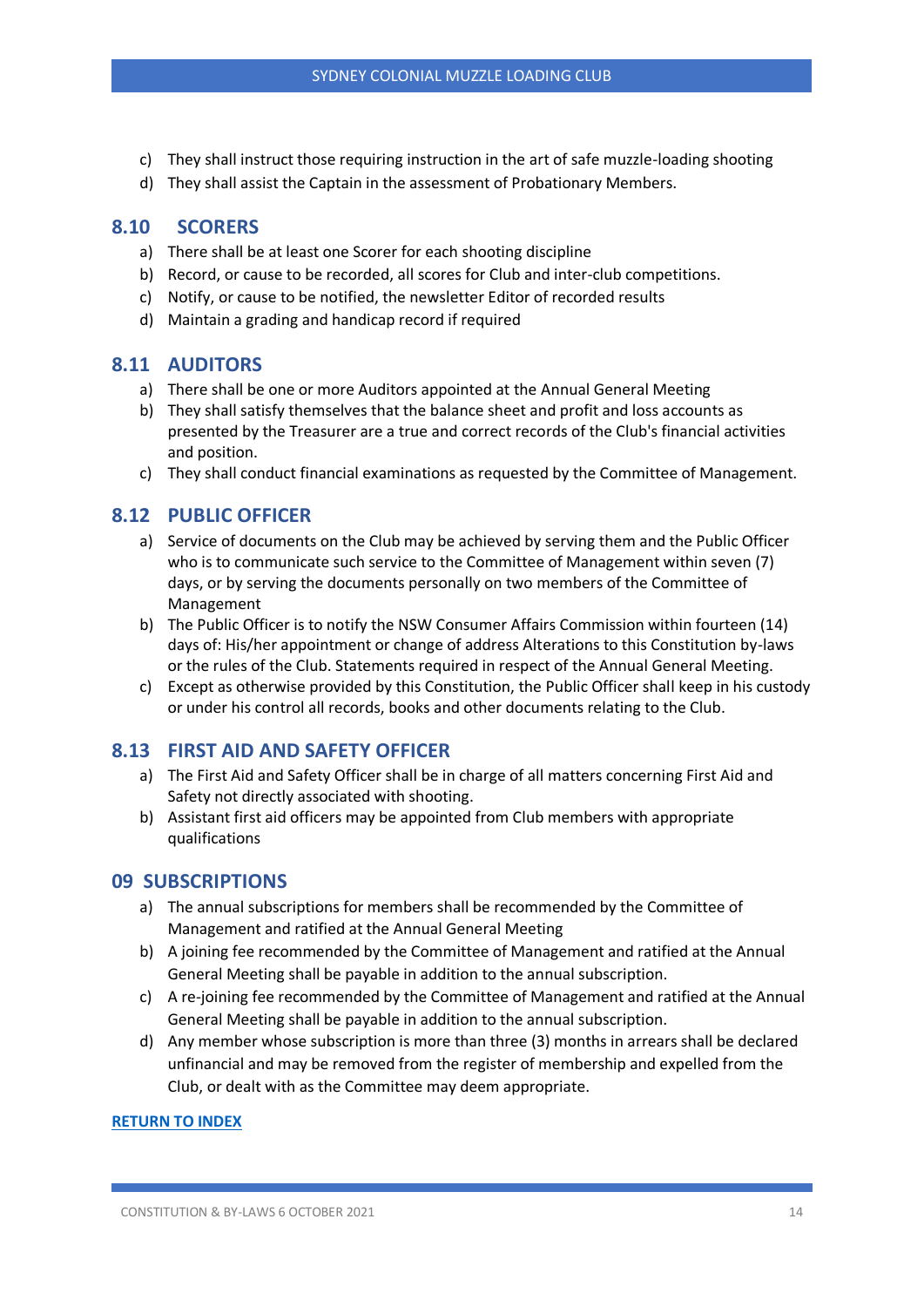c) They shall instruct those requiring instruction in the art of safe muzzle-loading shooting
d) They shall assist the Captain in the assessment of Probationary Members.

## 8.10 SCORERS

a) There shall be at least one Scorer for each shooting discipline
b) Record, or cause to be recorded, all scores for Club and inter-club competitions.
c) Notify, or cause to be notified, the newsletter Editor of recorded results
d) Maintain a grading and handicap record if required

## 8.11 AUDITORS

a) There shall be one or more Auditors appointed at the Annual General Meeting
b) They shall satisfy themselves that the balance sheet and profit and loss accounts as presented by the Treasurer are a true and correct records of the Club's financial activities and position.
c) They shall conduct financial examinations as requested by the Committee of Management.

## 8.12 PUBLIC OFFICER

a) Service of documents on the Club may be achieved by serving them and the Public Officer who is to communicate such service to the Committee of Management within seven (7) days, or by serving the documents personally on two members of the Committee of Management
b) The Public Officer is to notify the NSW Consumer Affairs Commission within fourteen (14) days of: His/her appointment or change of address Alterations to this Constitution by-laws or the rules of the Club. Statements required in respect of the Annual General Meeting.
c) Except as otherwise provided by this Constitution, the Public Officer shall keep in his custody or under his control all records, books and other documents relating to the Club.

## 8.13 FIRST AID AND SAFETY OFFICER

a) The First Aid and Safety Officer shall be in charge of all matters concerning First Aid and Safety not directly associated with shooting.
b) Assistant first aid officers may be appointed from Club members with appropriate qualifications

## 09 SUBSCRIPTIONS

a) The annual subscriptions for members shall be recommended by the Committee of Management and ratified at the Annual General Meeting
b) A joining fee recommended by the Committee of Management and ratified at the Annual General Meeting shall be payable in addition to the annual subscription.
c) A re-joining fee recommended by the Committee of Management and ratified at the Annual General Meeting shall be payable in addition to the annual subscription.
d) Any member whose subscription is more than three (3) months in arrears shall be declared unfinancial and may be removed from the register of membership and expelled from the Club, or dealt with as the Committee may deem appropriate.

**RETURN TO INDEX**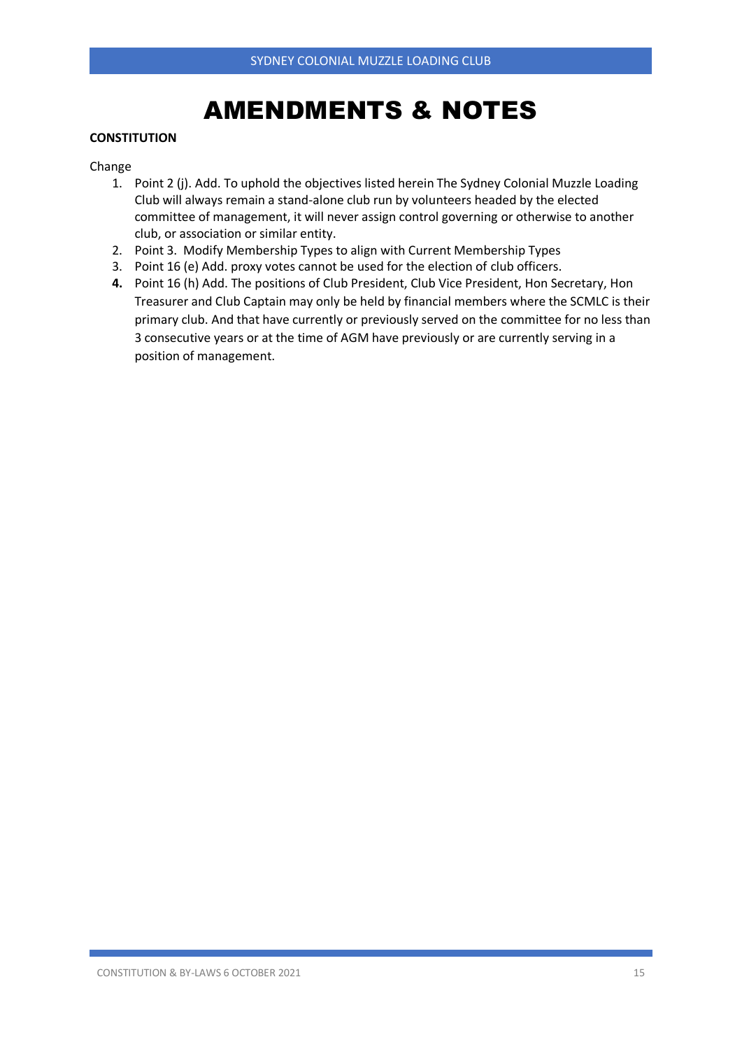# AMENDMENTS & NOTES

**CONSTITUTION**

Change

1. Point 2 (j). Add. To uphold the objectives listed herein The Sydney Colonial Muzzle Loading Club will always remain a stand-alone club run by volunteers headed by the elected committee of management, it will never assign control governing or otherwise to another club, or association or similar entity.
2. Point 3. Modify Membership Types to align with Current Membership Types
3. Point 16 (e) Add. proxy votes cannot be used for the election of club officers.
4. Point 16 (h) Add. The positions of Club President, Club Vice President, Hon Secretary, Hon Treasurer and Club Captain may only be held by financial members where the SCMLC is their primary club. And that have currently or previously served on the committee for no less than 3 consecutive years or at the time of AGM have previously or are currently serving in a position of management.